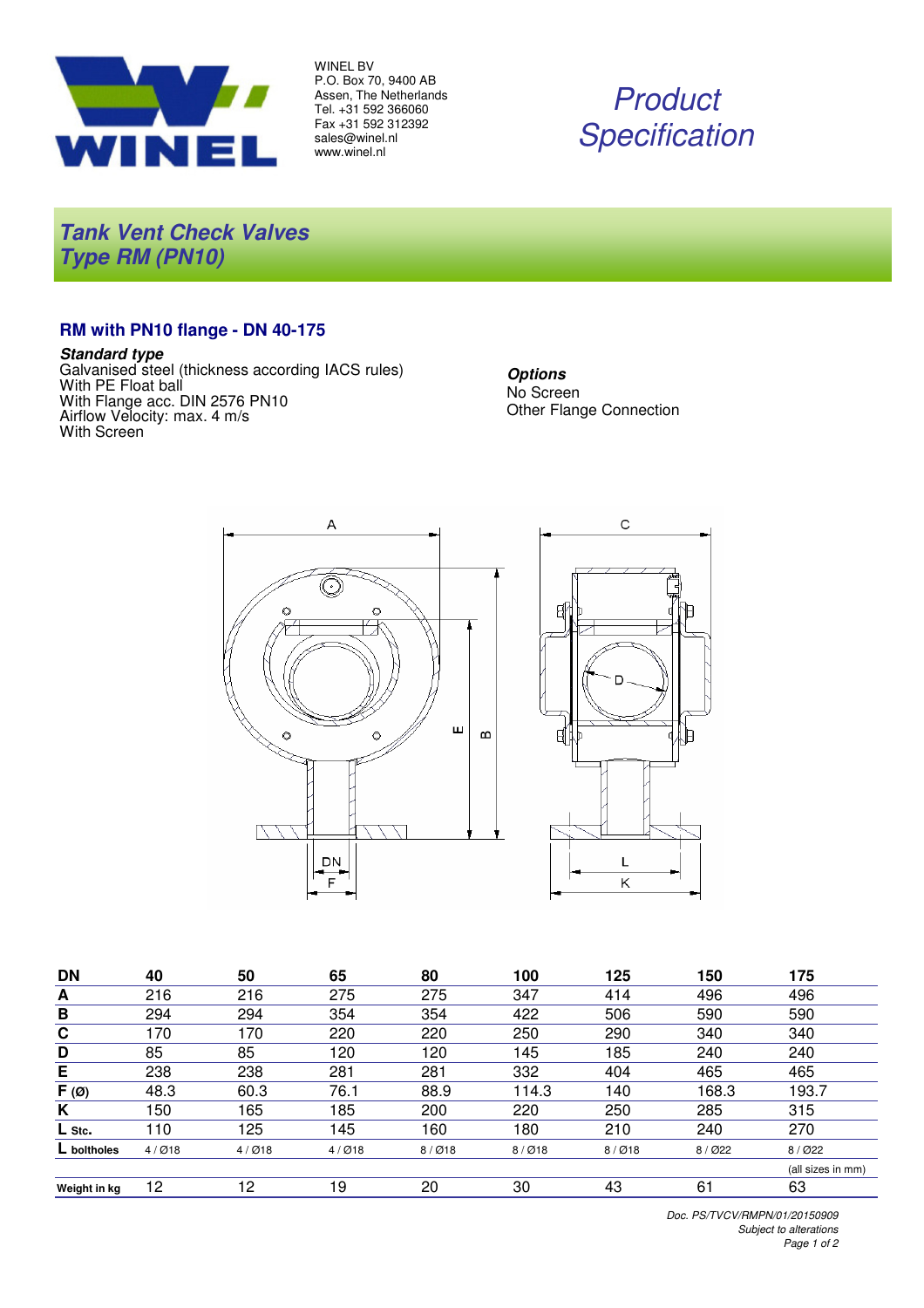WINEL BV
P.O. Box 70, 9400 AB
Assen, The Netherlands
Tel. +31 592 366060
Fax +31 592 312392
sales@winel.nl
www.winel.nl

# *Product Specification*

## *Tank Vent Check Valves*
## *Type RM (PN10)*

### RM with PN10 flange - DN 40-175

***Standard type***
Galvanised steel (thickness according IACS rules)
With PE Float ball
With Flange acc. DIN 2576 PN10
Airflow Velocity: max. 4 m/s
With Screen

***Options***
No Screen
Other Flange Connection

| DN | 40 | 50 | 65 | 80 | 100 | 125 | 150 | 175 |
|---|---|---|---|---|---|---|---|---|
| **A** | 216 | 216 | 275 | 275 | 347 | 414 | 496 | 496 |
| **B** | 294 | 294 | 354 | 354 | 422 | 506 | 590 | 590 |
| **C** | 170 | 170 | 220 | 220 | 250 | 290 | 340 | 340 |
| **D** | 85 | 85 | 120 | 120 | 145 | 185 | 240 | 240 |
| **E** | 238 | 238 | 281 | 281 | 332 | 404 | 465 | 465 |
| **F (Ø)** | 48.3 | 60.3 | 76.1 | 88.9 | 114.3 | 140 | 168.3 | 193.7 |
| **K** | 150 | 165 | 185 | 200 | 220 | 250 | 285 | 315 |
| **L Stc.** | 110 | 125 | 145 | 160 | 180 | 210 | 240 | 270 |
| **L boltholes** | 4 / Ø18 | 4 / Ø18 | 4 / Ø18 | 8 / Ø18 | 8 / Ø18 | 8 / Ø18 | 8 / Ø22 | 8 / Ø22 |
| | | | | | | | | (all sizes in mm) |
| **Weight in kg** | 12 | 12 | 19 | 20 | 30 | 43 | 61 | 63 |

*Doc. PS/TVCV/RMPN/01/20150909*
*Subject to alterations*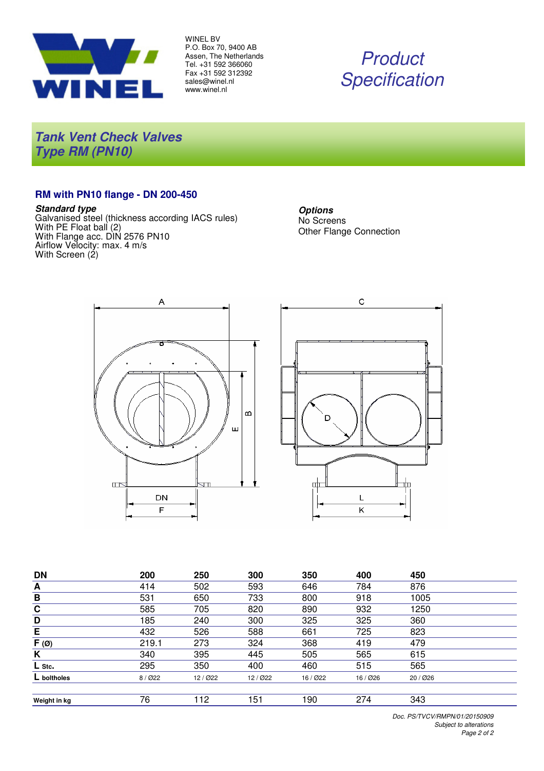# Product Specification

WINEL BV
P.O. Box 70, 9400 AB
Assen, The Netherlands
Tel. +31 592 366060
Fax +31 592 312392
sales@winel.nl
www.winel.nl

## *Tank Vent Check Valves Type RM (PN10)*

### RM with PN10 flange - DN 200-450

***Standard type***
Galvanised steel (thickness according IACS rules)
With PE Float ball (2)
With Flange acc. DIN 2576 PN10
Airflow Velocity: max. 4 m/s
With Screen (2)

***Options***
No Screens
Other Flange Connection

A
C
B
E
D
DN
F
L
K

| DN | 200 | 250 | 300 | 350 | 400 | 450 |
|---|---|---|---|---|---|---|
| A | 414 | 502 | 593 | 646 | 784 | 876 |
| B | 531 | 650 | 733 | 800 | 918 | 1005 |
| C | 585 | 705 | 820 | 890 | 932 | 1250 |
| D | 185 | 240 | 300 | 325 | 325 | 360 |
| E | 432 | 526 | 588 | 661 | 725 | 823 |
| F (Ø) | 219.1 | 273 | 324 | 368 | 419 | 479 |
| K | 340 | 395 | 445 | 505 | 565 | 615 |
| L Stc. | 295 | 350 | 400 | 460 | 515 | 565 |
| L boltholes | 8 / Ø22 | 12 / Ø22 | 12 / Ø22 | 16 / Ø22 | 16 / Ø26 | 20 / Ø26 |
| Weight in kg | 76 | 112 | 151 | 190 | 274 | 343 |

*Doc. PS/TVCV/RMPN/01/20150909*
*Subject to alterations*